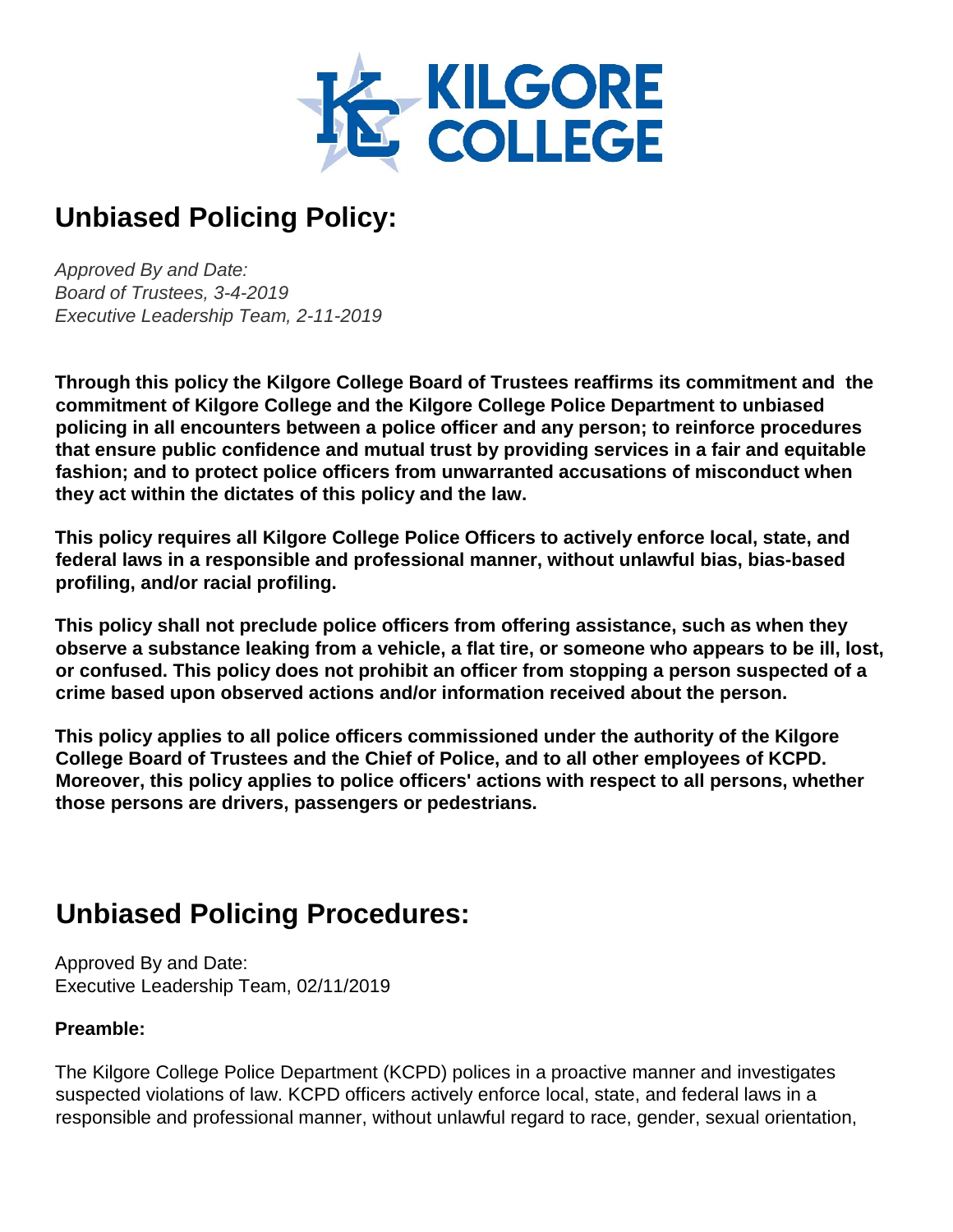KILGORE COLLEGE

## Unbiased Policing Policy:

*Approved By and Date:*
*Board of Trustees, 3-4-2019*
*Executive Leadership Team, 2-11-2019*

**Through this policy the Kilgore College Board of Trustees reaffirms its commitment and the commitment of Kilgore College and the Kilgore College Police Department to unbiased policing in all encounters between a police officer and any person; to reinforce procedures that ensure public confidence and mutual trust by providing services in a fair and equitable fashion; and to protect police officers from unwarranted accusations of misconduct when they act within the dictates of this policy and the law.**

**This policy requires all Kilgore College Police Officers to actively enforce local, state, and federal laws in a responsible and professional manner, without unlawful bias, bias-based profiling, and/or racial profiling.**

**This policy shall not preclude police officers from offering assistance, such as when they observe a substance leaking from a vehicle, a flat tire, or someone who appears to be ill, lost, or confused. This policy does not prohibit an officer from stopping a person suspected of a crime based upon observed actions and/or information received about the person.**

**This policy applies to all police officers commissioned under the authority of the Kilgore College Board of Trustees and the Chief of Police, and to all other employees of KCPD. Moreover, this policy applies to police officers' actions with respect to all persons, whether those persons are drivers, passengers or pedestrians.**

## Unbiased Policing Procedures:

Approved By and Date:
Executive Leadership Team, 02/11/2019

**Preamble:**

The Kilgore College Police Department (KCPD) polices in a proactive manner and investigates suspected violations of law. KCPD officers actively enforce local, state, and federal laws in a responsible and professional manner, without unlawful regard to race, gender, sexual orientation,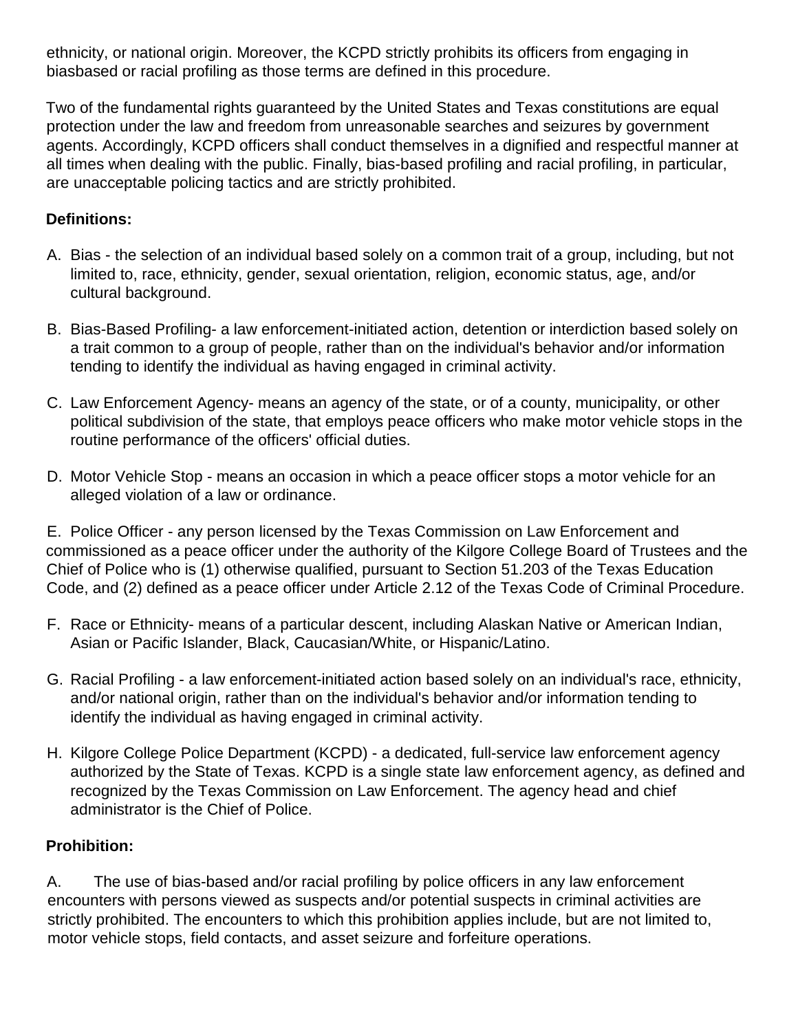ethnicity, or national origin. Moreover, the KCPD strictly prohibits its officers from engaging in biasbased or racial profiling as those terms are defined in this procedure.

Two of the fundamental rights guaranteed by the United States and Texas constitutions are equal protection under the law and freedom from unreasonable searches and seizures by government agents. Accordingly, KCPD officers shall conduct themselves in a dignified and respectful manner at all times when dealing with the public. Finally, bias-based profiling and racial profiling, in particular, are unacceptable policing tactics and are strictly prohibited.

**Definitions:**

A. Bias - the selection of an individual based solely on a common trait of a group, including, but not limited to, race, ethnicity, gender, sexual orientation, religion, economic status, age, and/or cultural background.

B. Bias-Based Profiling- a law enforcement-initiated action, detention or interdiction based solely on a trait common to a group of people, rather than on the individual's behavior and/or information tending to identify the individual as having engaged in criminal activity.

C. Law Enforcement Agency- means an agency of the state, or of a county, municipality, or other political subdivision of the state, that employs peace officers who make motor vehicle stops in the routine performance of the officers' official duties.

D. Motor Vehicle Stop - means an occasion in which a peace officer stops a motor vehicle for an alleged violation of a law or ordinance.

E. Police Officer - any person licensed by the Texas Commission on Law Enforcement and commissioned as a peace officer under the authority of the Kilgore College Board of Trustees and the Chief of Police who is (1) otherwise qualified, pursuant to Section 51.203 of the Texas Education Code, and (2) defined as a peace officer under Article 2.12 of the Texas Code of Criminal Procedure.

F. Race or Ethnicity- means of a particular descent, including Alaskan Native or American Indian, Asian or Pacific Islander, Black, Caucasian/White, or Hispanic/Latino.

G. Racial Profiling - a law enforcement-initiated action based solely on an individual's race, ethnicity, and/or national origin, rather than on the individual's behavior and/or information tending to identify the individual as having engaged in criminal activity.

H. Kilgore College Police Department (KCPD) - a dedicated, full-service law enforcement agency authorized by the State of Texas. KCPD is a single state law enforcement agency, as defined and recognized by the Texas Commission on Law Enforcement. The agency head and chief administrator is the Chief of Police.

**Prohibition:**

A. The use of bias-based and/or racial profiling by police officers in any law enforcement encounters with persons viewed as suspects and/or potential suspects in criminal activities are strictly prohibited. The encounters to which this prohibition applies include, but are not limited to, motor vehicle stops, field contacts, and asset seizure and forfeiture operations.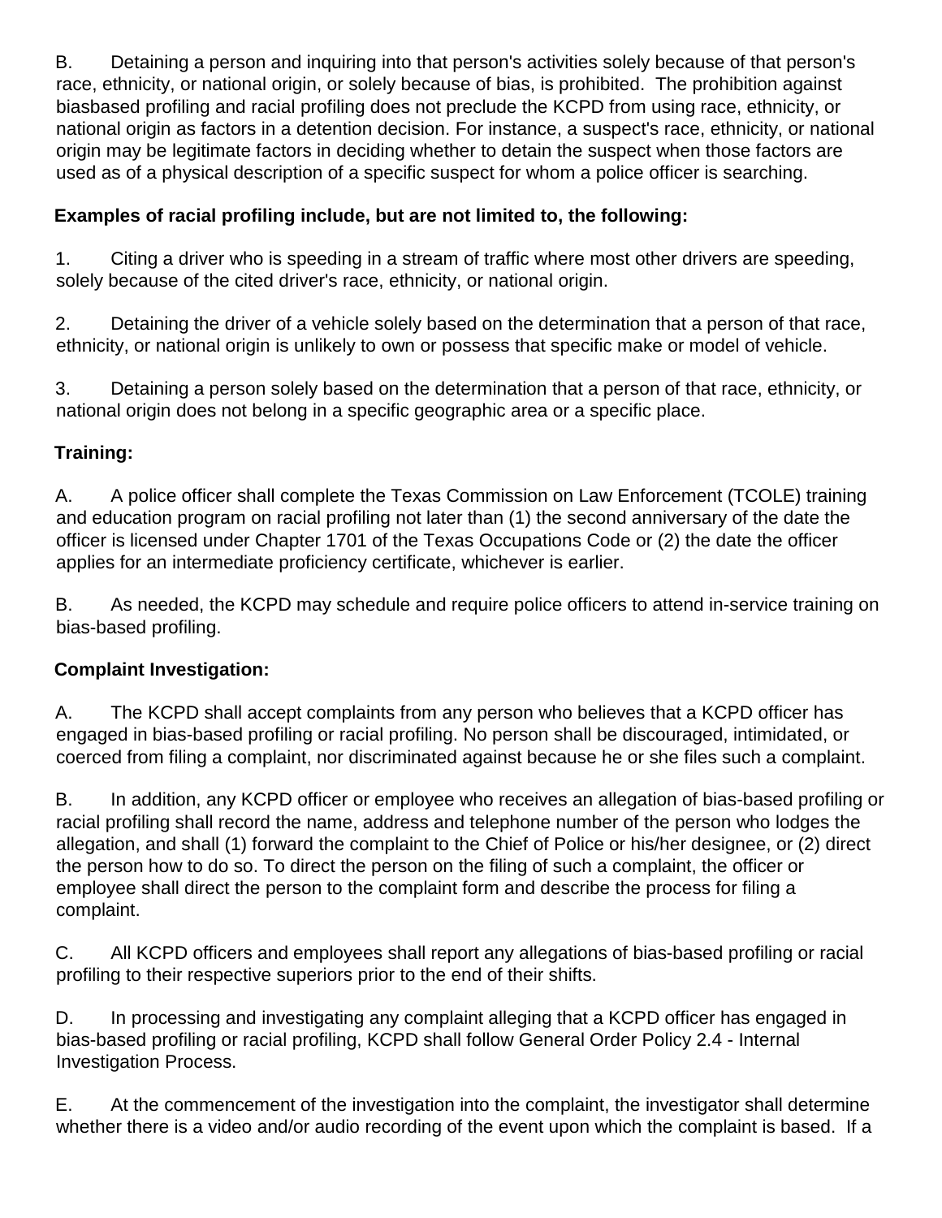B. Detaining a person and inquiring into that person's activities solely because of that person's race, ethnicity, or national origin, or solely because of bias, is prohibited. The prohibition against biasbased profiling and racial profiling does not preclude the KCPD from using race, ethnicity, or national origin as factors in a detention decision. For instance, a suspect's race, ethnicity, or national origin may be legitimate factors in deciding whether to detain the suspect when those factors are used as of a physical description of a specific suspect for whom a police officer is searching.

**Examples of racial profiling include, but are not limited to, the following:**

1. Citing a driver who is speeding in a stream of traffic where most other drivers are speeding, solely because of the cited driver's race, ethnicity, or national origin.

2. Detaining the driver of a vehicle solely based on the determination that a person of that race, ethnicity, or national origin is unlikely to own or possess that specific make or model of vehicle.

3. Detaining a person solely based on the determination that a person of that race, ethnicity, or national origin does not belong in a specific geographic area or a specific place.

**Training:**

A. A police officer shall complete the Texas Commission on Law Enforcement (TCOLE) training and education program on racial profiling not later than (1) the second anniversary of the date the officer is licensed under Chapter 1701 of the Texas Occupations Code or (2) the date the officer applies for an intermediate proficiency certificate, whichever is earlier.

B. As needed, the KCPD may schedule and require police officers to attend in-service training on bias-based profiling.

**Complaint Investigation:**

A. The KCPD shall accept complaints from any person who believes that a KCPD officer has engaged in bias-based profiling or racial profiling. No person shall be discouraged, intimidated, or coerced from filing a complaint, nor discriminated against because he or she files such a complaint.

B. In addition, any KCPD officer or employee who receives an allegation of bias-based profiling or racial profiling shall record the name, address and telephone number of the person who lodges the allegation, and shall (1) forward the complaint to the Chief of Police or his/her designee, or (2) direct the person how to do so. To direct the person on the filing of such a complaint, the officer or employee shall direct the person to the complaint form and describe the process for filing a complaint.

C. All KCPD officers and employees shall report any allegations of bias-based profiling or racial profiling to their respective superiors prior to the end of their shifts.

D. In processing and investigating any complaint alleging that a KCPD officer has engaged in bias-based profiling or racial profiling, KCPD shall follow General Order Policy 2.4 - Internal Investigation Process.

E. At the commencement of the investigation into the complaint, the investigator shall determine whether there is a video and/or audio recording of the event upon which the complaint is based. If a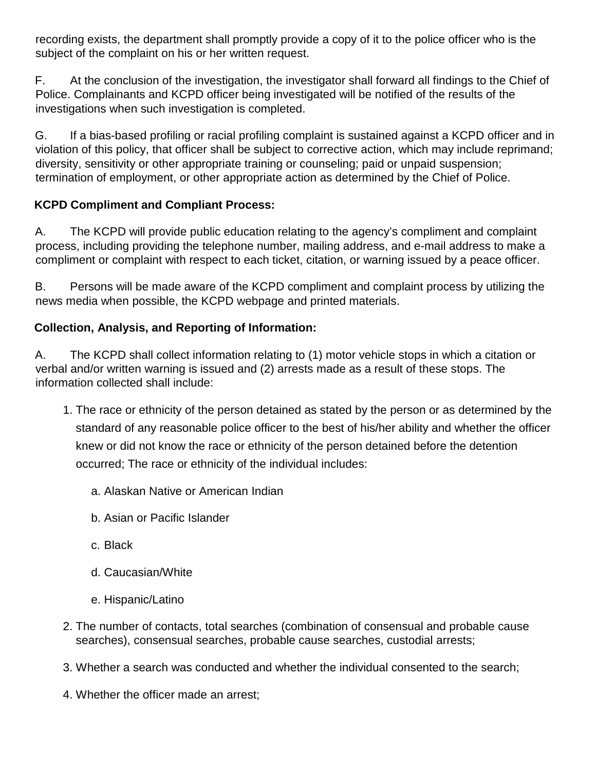recording exists, the department shall promptly provide a copy of it to the police officer who is the subject of the complaint on his or her written request.

F. At the conclusion of the investigation, the investigator shall forward all findings to the Chief of Police. Complainants and KCPD officer being investigated will be notified of the results of the investigations when such investigation is completed.

G. If a bias-based profiling or racial profiling complaint is sustained against a KCPD officer and in violation of this policy, that officer shall be subject to corrective action, which may include reprimand; diversity, sensitivity or other appropriate training or counseling; paid or unpaid suspension; termination of employment, or other appropriate action as determined by the Chief of Police.

**KCPD Compliment and Compliant Process:**

A. The KCPD will provide public education relating to the agency's compliment and complaint process, including providing the telephone number, mailing address, and e-mail address to make a compliment or complaint with respect to each ticket, citation, or warning issued by a peace officer.

B. Persons will be made aware of the KCPD compliment and complaint process by utilizing the news media when possible, the KCPD webpage and printed materials.

**Collection, Analysis, and Reporting of Information:**

A. The KCPD shall collect information relating to (1) motor vehicle stops in which a citation or verbal and/or written warning is issued and (2) arrests made as a result of these stops. The information collected shall include:

1. The race or ethnicity of the person detained as stated by the person or as determined by the standard of any reasonable police officer to the best of his/her ability and whether the officer knew or did not know the race or ethnicity of the person detained before the detention occurred; The race or ethnicity of the individual includes:
    a. Alaskan Native or American Indian
    b. Asian or Pacific Islander
    c. Black
    d. Caucasian/White
    e. Hispanic/Latino
2. The number of contacts, total searches (combination of consensual and probable cause searches), consensual searches, probable cause searches, custodial arrests;
3. Whether a search was conducted and whether the individual consented to the search;
4. Whether the officer made an arrest;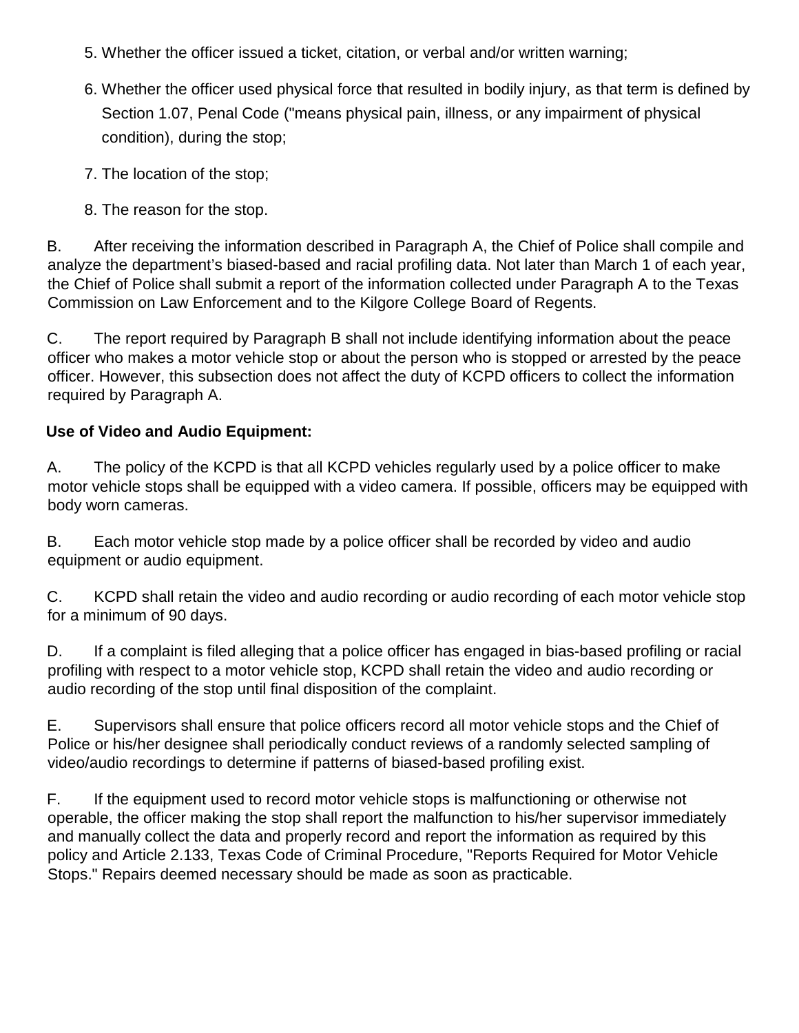5. Whether the officer issued a ticket, citation, or verbal and/or written warning;

6. Whether the officer used physical force that resulted in bodily injury, as that term is defined by Section 1.07, Penal Code ("means physical pain, illness, or any impairment of physical condition), during the stop;

7. The location of the stop;

8. The reason for the stop.

B. After receiving the information described in Paragraph A, the Chief of Police shall compile and analyze the department's biased-based and racial profiling data. Not later than March 1 of each year, the Chief of Police shall submit a report of the information collected under Paragraph A to the Texas Commission on Law Enforcement and to the Kilgore College Board of Regents.

C. The report required by Paragraph B shall not include identifying information about the peace officer who makes a motor vehicle stop or about the person who is stopped or arrested by the peace officer. However, this subsection does not affect the duty of KCPD officers to collect the information required by Paragraph A.

**Use of Video and Audio Equipment:**

A. The policy of the KCPD is that all KCPD vehicles regularly used by a police officer to make motor vehicle stops shall be equipped with a video camera. If possible, officers may be equipped with body worn cameras.

B. Each motor vehicle stop made by a police officer shall be recorded by video and audio equipment or audio equipment.

C. KCPD shall retain the video and audio recording or audio recording of each motor vehicle stop for a minimum of 90 days.

D. If a complaint is filed alleging that a police officer has engaged in bias-based profiling or racial profiling with respect to a motor vehicle stop, KCPD shall retain the video and audio recording or audio recording of the stop until final disposition of the complaint.

E. Supervisors shall ensure that police officers record all motor vehicle stops and the Chief of Police or his/her designee shall periodically conduct reviews of a randomly selected sampling of video/audio recordings to determine if patterns of biased-based profiling exist.

F. If the equipment used to record motor vehicle stops is malfunctioning or otherwise not operable, the officer making the stop shall report the malfunction to his/her supervisor immediately and manually collect the data and properly record and report the information as required by this policy and Article 2.133, Texas Code of Criminal Procedure, "Reports Required for Motor Vehicle Stops." Repairs deemed necessary should be made as soon as practicable.